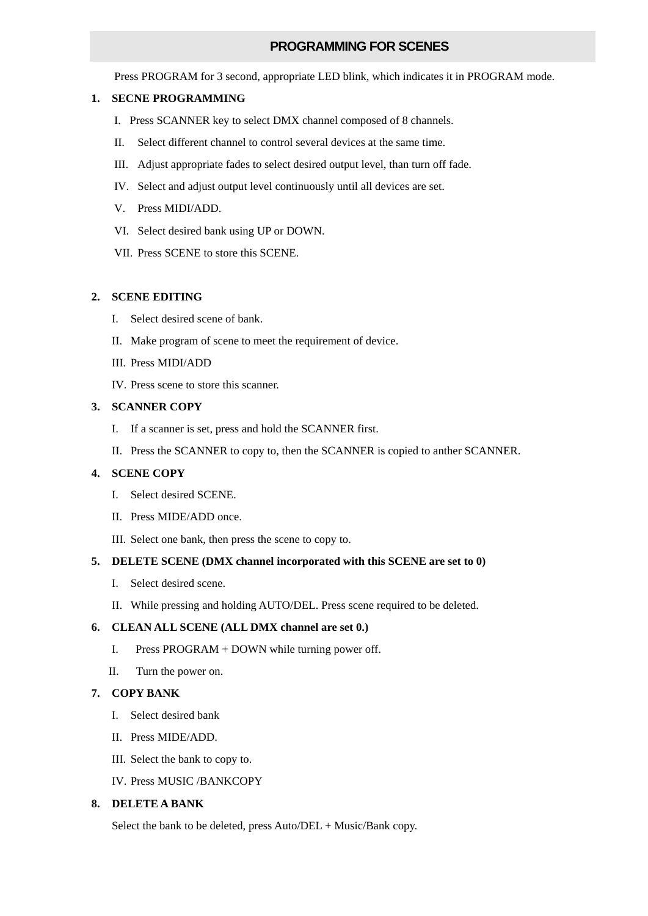## PROGRAMMING FOR SCENES

Press PROGRAM for 3 second, appropriate LED blink, which indicates it in PROGRAM mode.

1. **SECNE PROGRAMMING**
   - I. Press SCANNER key to select DMX channel composed of 8 channels.
   - II. Select different channel to control several devices at the same time.
   - III. Adjust appropriate fades to select desired output level, than turn off fade.
   - IV. Select and adjust output level continuously until all devices are set.
   - V. Press MIDI/ADD.
   - VI. Select desired bank using UP or DOWN.
   - VII. Press SCENE to store this SCENE.

2. **SCENE EDITING**
   - I. Select desired scene of bank.
   - II. Make program of scene to meet the requirement of device.
   - III. Press MIDI/ADD
   - IV. Press scene to store this scanner.

3. **SCANNER COPY**
   - I. If a scanner is set, press and hold the SCANNER first.
   - II. Press the SCANNER to copy to, then the SCANNER is copied to anther SCANNER.

4. **SCENE COPY**
   - I. Select desired SCENE.
   - II. Press MIDE/ADD once.
   - III. Select one bank, then press the scene to copy to.

5. **DELETE SCENE (DMX channel incorporated with this SCENE are set to 0)**
   - I. Select desired scene.
   - II. While pressing and holding AUTO/DEL. Press scene required to be deleted.

6. **CLEAN ALL SCENE (ALL DMX channel are set 0.)**
   - I. Press PROGRAM + DOWN while turning power off.
   - II. Turn the power on.

7. **COPY BANK**
   - I. Select desired bank
   - II. Press MIDE/ADD.
   - III. Select the bank to copy to.
   - IV. Press MUSIC /BANKCOPY

8. **DELETE A BANK**

   Select the bank to be deleted, press Auto/DEL + Music/Bank copy.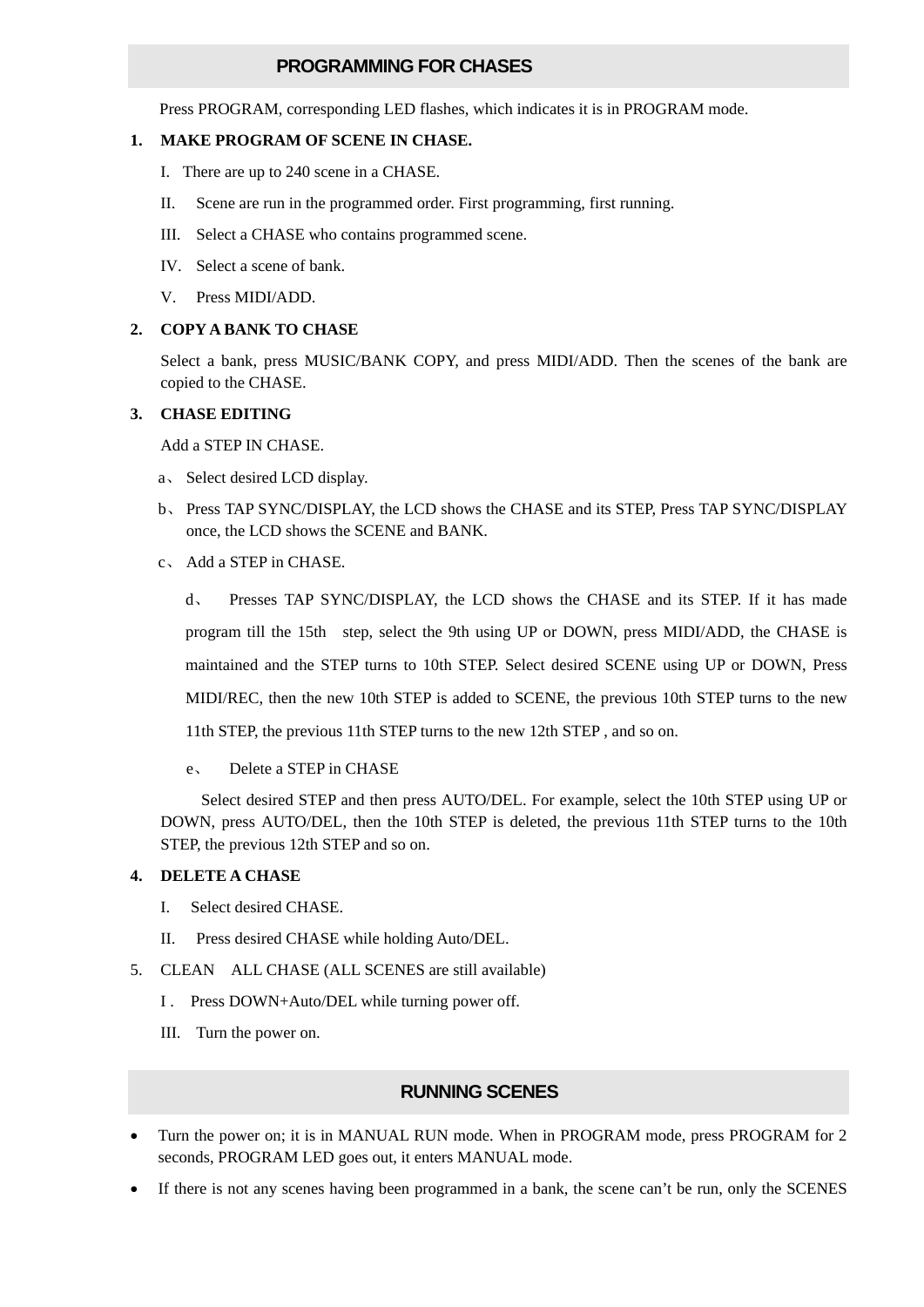## PROGRAMMING FOR CHASES

Press PROGRAM, corresponding LED flashes, which indicates it is in PROGRAM mode.

**1. MAKE PROGRAM OF SCENE IN CHASE.**

I. There are up to 240 scene in a CHASE.

II. Scene are run in the programmed order. First programming, first running.

III. Select a CHASE who contains programmed scene.

IV. Select a scene of bank.

V. Press MIDI/ADD.

**2. COPY A BANK TO CHASE**

Select a bank, press MUSIC/BANK COPY, and press MIDI/ADD. Then the scenes of the bank are copied to the CHASE.

**3. CHASE EDITING**

Add a STEP IN CHASE.

a、 Select desired LCD display.

b、 Press TAP SYNC/DISPLAY, the LCD shows the CHASE and its STEP, Press TAP SYNC/DISPLAY once, the LCD shows the SCENE and BANK.

c、 Add a STEP in CHASE.

d、 Presses TAP SYNC/DISPLAY, the LCD shows the CHASE and its STEP. If it has made program till the 15th step, select the 9th using UP or DOWN, press MIDI/ADD, the CHASE is maintained and the STEP turns to 10th STEP. Select desired SCENE using UP or DOWN, Press MIDI/REC, then the new 10th STEP is added to SCENE, the previous 10th STEP turns to the new 11th STEP, the previous 11th STEP turns to the new 12th STEP , and so on.

e、 Delete a STEP in CHASE

Select desired STEP and then press AUTO/DEL. For example, select the 10th STEP using UP or DOWN, press AUTO/DEL, then the 10th STEP is deleted, the previous 11th STEP turns to the 10th STEP, the previous 12th STEP and so on.

**4. DELETE A CHASE**

I. Select desired CHASE.

II. Press desired CHASE while holding Auto/DEL.

5. CLEAN ALL CHASE (ALL SCENES are still available)

I . Press DOWN+Auto/DEL while turning power off.

III. Turn the power on.

## RUNNING SCENES

- Turn the power on; it is in MANUAL RUN mode. When in PROGRAM mode, press PROGRAM for 2 seconds, PROGRAM LED goes out, it enters MANUAL mode.
- If there is not any scenes having been programmed in a bank, the scene can't be run, only the SCENES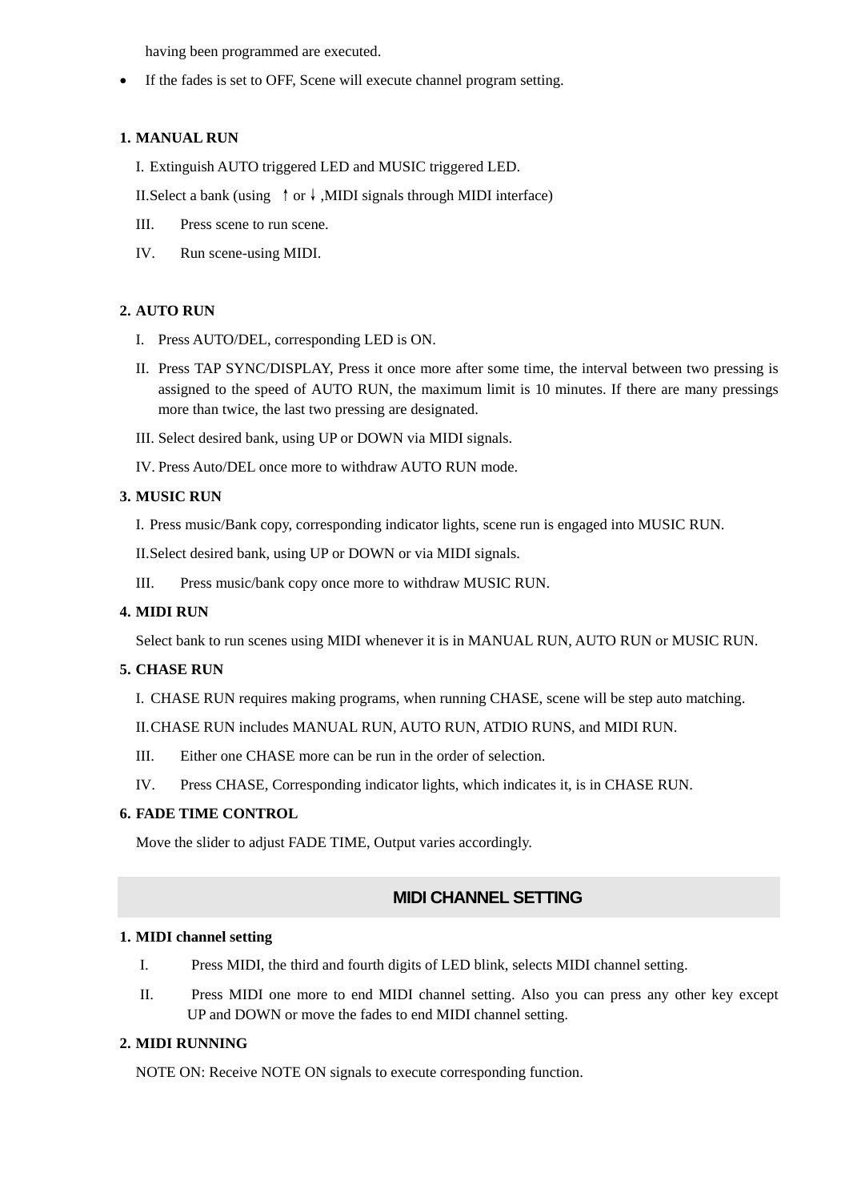having been programmed are executed.

- If the fades is set to OFF, Scene will execute channel program setting.

**1. MANUAL RUN**

I. Extinguish AUTO triggered LED and MUSIC triggered LED.

II. Select a bank (using ↑ or ↓ ,MIDI signals through MIDI interface)

III. Press scene to run scene.

IV. Run scene-using MIDI.

**2. AUTO RUN**

I. Press AUTO/DEL, corresponding LED is ON.

II. Press TAP SYNC/DISPLAY, Press it once more after some time, the interval between two pressing is assigned to the speed of AUTO RUN, the maximum limit is 10 minutes. If there are many pressings more than twice, the last two pressing are designated.

III. Select desired bank, using UP or DOWN via MIDI signals.

IV. Press Auto/DEL once more to withdraw AUTO RUN mode.

**3. MUSIC RUN**

I. Press music/Bank copy, corresponding indicator lights, scene run is engaged into MUSIC RUN.

II. Select desired bank, using UP or DOWN or via MIDI signals.

III. Press music/bank copy once more to withdraw MUSIC RUN.

**4. MIDI RUN**

Select bank to run scenes using MIDI whenever it is in MANUAL RUN, AUTO RUN or MUSIC RUN.

**5. CHASE RUN**

I. CHASE RUN requires making programs, when running CHASE, scene will be step auto matching.

II. CHASE RUN includes MANUAL RUN, AUTO RUN, ATDIO RUNS, and MIDI RUN.

III. Either one CHASE more can be run in the order of selection.

IV. Press CHASE, Corresponding indicator lights, which indicates it, is in CHASE RUN.

**6. FADE TIME CONTROL**

Move the slider to adjust FADE TIME, Output varies accordingly.

## MIDI CHANNEL SETTING

**1. MIDI channel setting**

I. Press MIDI, the third and fourth digits of LED blink, selects MIDI channel setting.

II. Press MIDI one more to end MIDI channel setting. Also you can press any other key except UP and DOWN or move the fades to end MIDI channel setting.

**2. MIDI RUNNING**

NOTE ON: Receive NOTE ON signals to execute corresponding function.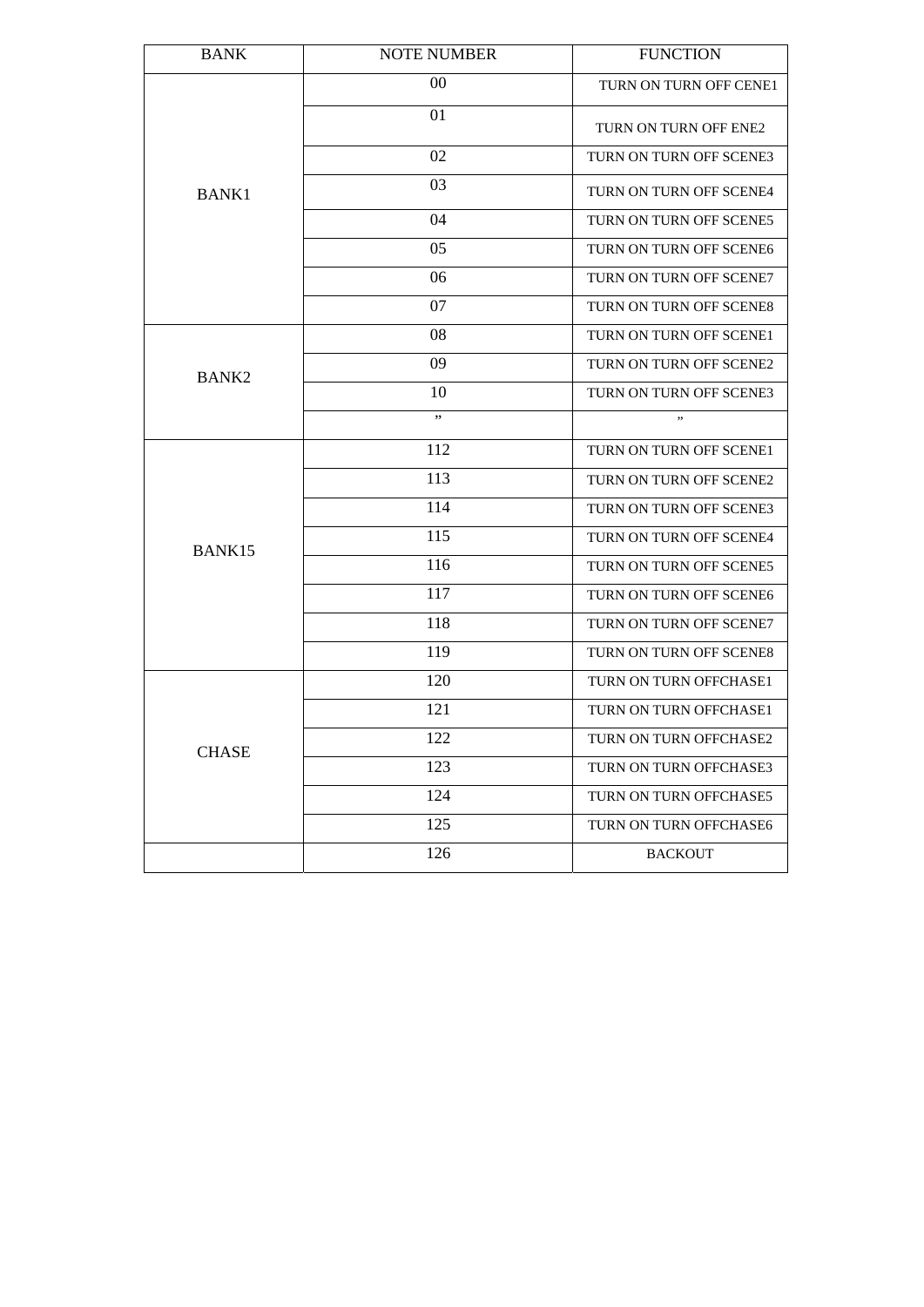| BANK | NOTE NUMBER | FUNCTION |
|---|---|---|
| BANK1 | 00 | TURN ON TURN OFF CENE1 |
| | 01 | TURN ON TURN OFF ENE2 |
| | 02 | TURN ON TURN OFF SCENE3 |
| | 03 | TURN ON TURN OFF SCENE4 |
| | 04 | TURN ON TURN OFF SCENE5 |
| | 05 | TURN ON TURN OFF SCENE6 |
| | 06 | TURN ON TURN OFF SCENE7 |
| | 07 | TURN ON TURN OFF SCENE8 |
| BANK2 | 08 | TURN ON TURN OFF SCENE1 |
| | 09 | TURN ON TURN OFF SCENE2 |
| | 10 | TURN ON TURN OFF SCENE3 |
| | ” | ” |
| BANK15 | 112 | TURN ON TURN OFF SCENE1 |
| | 113 | TURN ON TURN OFF SCENE2 |
| | 114 | TURN ON TURN OFF SCENE3 |
| | 115 | TURN ON TURN OFF SCENE4 |
| | 116 | TURN ON TURN OFF SCENE5 |
| | 117 | TURN ON TURN OFF SCENE6 |
| | 118 | TURN ON TURN OFF SCENE7 |
| | 119 | TURN ON TURN OFF SCENE8 |
| CHASE | 120 | TURN ON TURN OFFCHASE1 |
| | 121 | TURN ON TURN OFFCHASE1 |
| | 122 | TURN ON TURN OFFCHASE2 |
| | 123 | TURN ON TURN OFFCHASE3 |
| | 124 | TURN ON TURN OFFCHASE5 |
| | 125 | TURN ON TURN OFFCHASE6 |
| | 126 | BACKOUT |